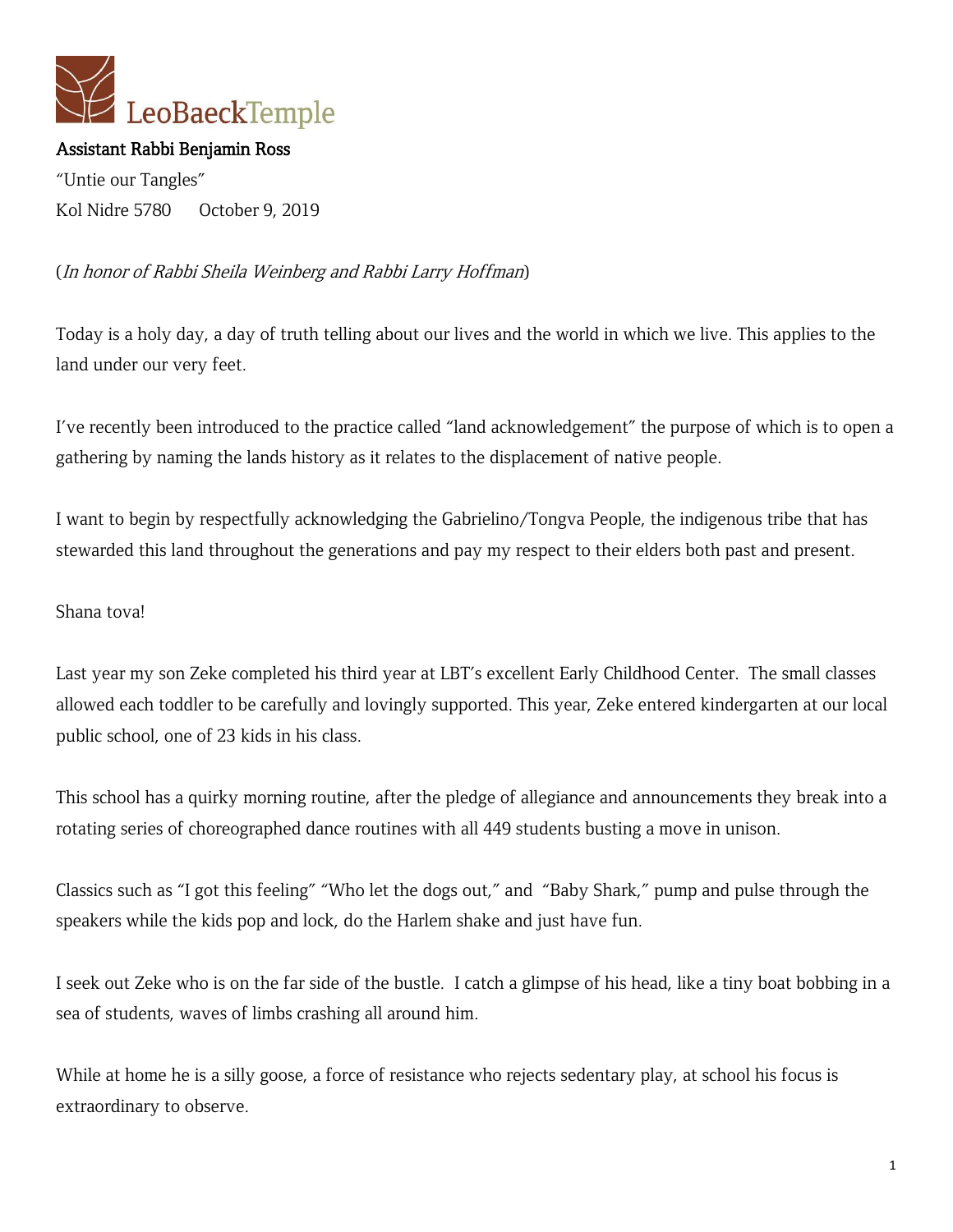LeoBaeckTemple

**Assistant Rabbi Benjamin Ross**

"Untie our Tangles"

Kol Nidre 5780 October 9, 2019

(*In honor of Rabbi Sheila Weinberg and Rabbi Larry Hoffman*)

Today is a holy day, a day of truth telling about our lives and the world in which we live. This applies to the land under our very feet.

I've recently been introduced to the practice called "land acknowledgement" the purpose of which is to open a gathering by naming the lands history as it relates to the displacement of native people.

I want to begin by respectfully acknowledging the Gabrielino/Tongva People, the indigenous tribe that has stewarded this land throughout the generations and pay my respect to their elders both past and present.

Shana tova!

Last year my son Zeke completed his third year at LBT's excellent Early Childhood Center. The small classes allowed each toddler to be carefully and lovingly supported. This year, Zeke entered kindergarten at our local public school, one of 23 kids in his class.

This school has a quirky morning routine, after the pledge of allegiance and announcements they break into a rotating series of choreographed dance routines with all 449 students busting a move in unison.

Classics such as "I got this feeling" "Who let the dogs out," and "Baby Shark," pump and pulse through the speakers while the kids pop and lock, do the Harlem shake and just have fun.

I seek out Zeke who is on the far side of the bustle. I catch a glimpse of his head, like a tiny boat bobbing in a sea of students, waves of limbs crashing all around him.

While at home he is a silly goose, a force of resistance who rejects sedentary play, at school his focus is extraordinary to observe.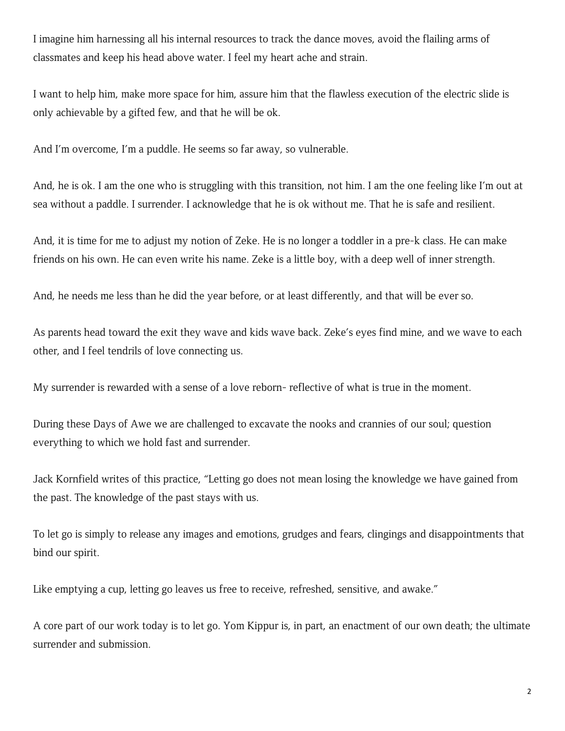I imagine him harnessing all his internal resources to track the dance moves, avoid the flailing arms of classmates and keep his head above water. I feel my heart ache and strain.

I want to help him, make more space for him, assure him that the flawless execution of the electric slide is only achievable by a gifted few, and that he will be ok.

And I'm overcome, I'm a puddle. He seems so far away, so vulnerable.

And, he is ok. I am the one who is struggling with this transition, not him. I am the one feeling like I'm out at sea without a paddle. I surrender. I acknowledge that he is ok without me. That he is safe and resilient.

And, it is time for me to adjust my notion of Zeke. He is no longer a toddler in a pre-k class. He can make friends on his own. He can even write his name. Zeke is a little boy, with a deep well of inner strength.

And, he needs me less than he did the year before, or at least differently, and that will be ever so.

As parents head toward the exit they wave and kids wave back. Zeke's eyes find mine, and we wave to each other, and I feel tendrils of love connecting us.

My surrender is rewarded with a sense of a love reborn- reflective of what is true in the moment.

During these Days of Awe we are challenged to excavate the nooks and crannies of our soul; question everything to which we hold fast and surrender.

Jack Kornfield writes of this practice, "Letting go does not mean losing the knowledge we have gained from the past. The knowledge of the past stays with us.

To let go is simply to release any images and emotions, grudges and fears, clingings and disappointments that bind our spirit.

Like emptying a cup, letting go leaves us free to receive, refreshed, sensitive, and awake."

A core part of our work today is to let go. Yom Kippur is, in part, an enactment of our own death; the ultimate surrender and submission.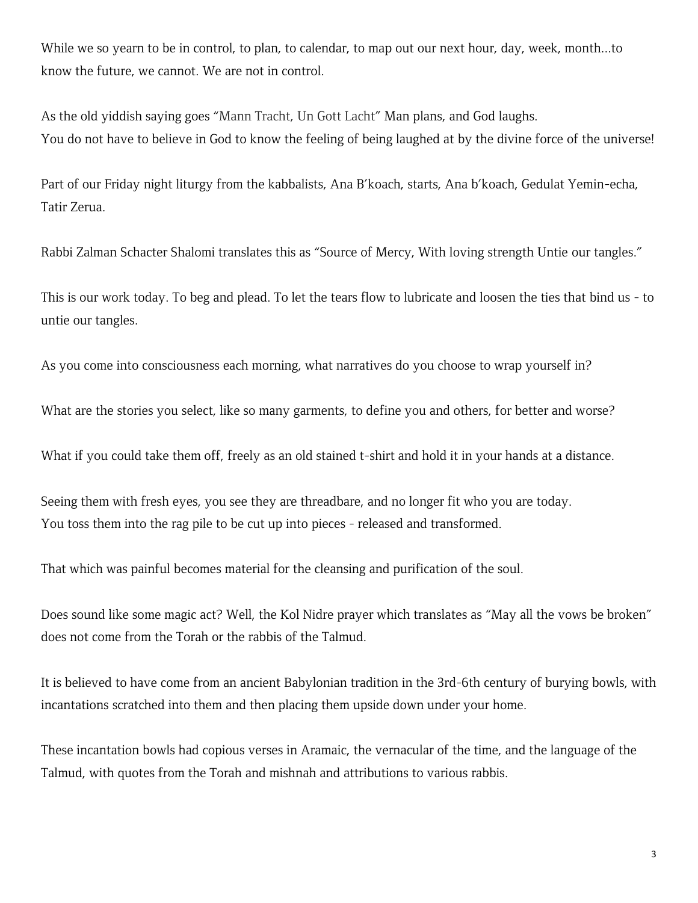While we so yearn to be in control, to plan, to calendar, to map out our next hour, day, week, month…to know the future, we cannot. We are not in control.

As the old yiddish saying goes "Mann Tracht, Un Gott Lacht" Man plans, and God laughs.
You do not have to believe in God to know the feeling of being laughed at by the divine force of the universe!

Part of our Friday night liturgy from the kabbalists, Ana B'koach, starts, Ana b'koach, Gedulat Yemin-echa, Tatir Zerua.

Rabbi Zalman Schacter Shalomi translates this as "Source of Mercy, With loving strength Untie our tangles."

This is our work today. To beg and plead. To let the tears flow to lubricate and loosen the ties that bind us - to untie our tangles.

As you come into consciousness each morning, what narratives do you choose to wrap yourself in?

What are the stories you select, like so many garments, to define you and others, for better and worse?

What if you could take them off, freely as an old stained t-shirt and hold it in your hands at a distance.

Seeing them with fresh eyes, you see they are threadbare, and no longer fit who you are today.
You toss them into the rag pile to be cut up into pieces - released and transformed.

That which was painful becomes material for the cleansing and purification of the soul.

Does sound like some magic act? Well, the Kol Nidre prayer which translates as "May all the vows be broken" does not come from the Torah or the rabbis of the Talmud.

It is believed to have come from an ancient Babylonian tradition in the 3rd-6th century of burying bowls, with incantations scratched into them and then placing them upside down under your home.

These incantation bowls had copious verses in Aramaic, the vernacular of the time, and the language of the Talmud, with quotes from the Torah and mishnah and attributions to various rabbis.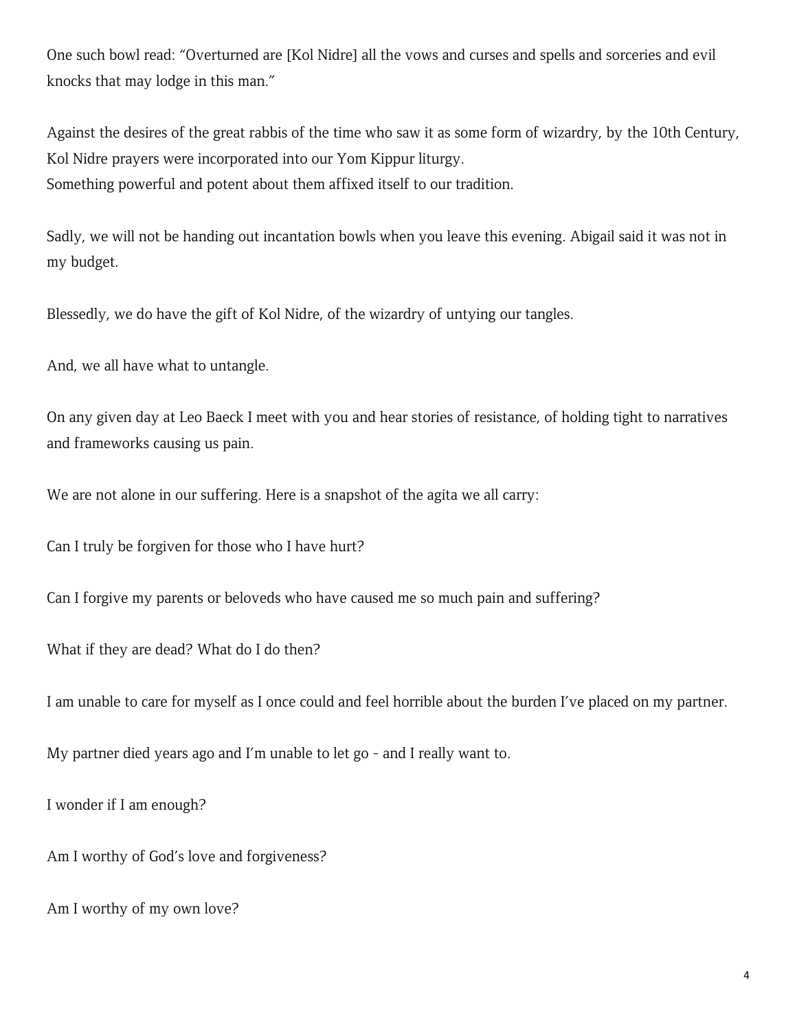One such bowl read: "Overturned are [Kol Nidre] all the vows and curses and spells and sorceries and evil knocks that may lodge in this man."

Against the desires of the great rabbis of the time who saw it as some form of wizardry, by the 10th Century, Kol Nidre prayers were incorporated into our Yom Kippur liturgy.
Something powerful and potent about them affixed itself to our tradition.

Sadly, we will not be handing out incantation bowls when you leave this evening. Abigail said it was not in my budget.

Blessedly, we do have the gift of Kol Nidre, of the wizardry of untying our tangles.

And, we all have what to untangle.

On any given day at Leo Baeck I meet with you and hear stories of resistance, of holding tight to narratives and frameworks causing us pain.

We are not alone in our suffering. Here is a snapshot of the agita we all carry:

Can I truly be forgiven for those who I have hurt?

Can I forgive my parents or beloveds who have caused me so much pain and suffering?

What if they are dead? What do I do then?

I am unable to care for myself as I once could and feel horrible about the burden I've placed on my partner.

My partner died years ago and I'm unable to let go - and I really want to.

I wonder if I am enough?

Am I worthy of God's love and forgiveness?

Am I worthy of my own love?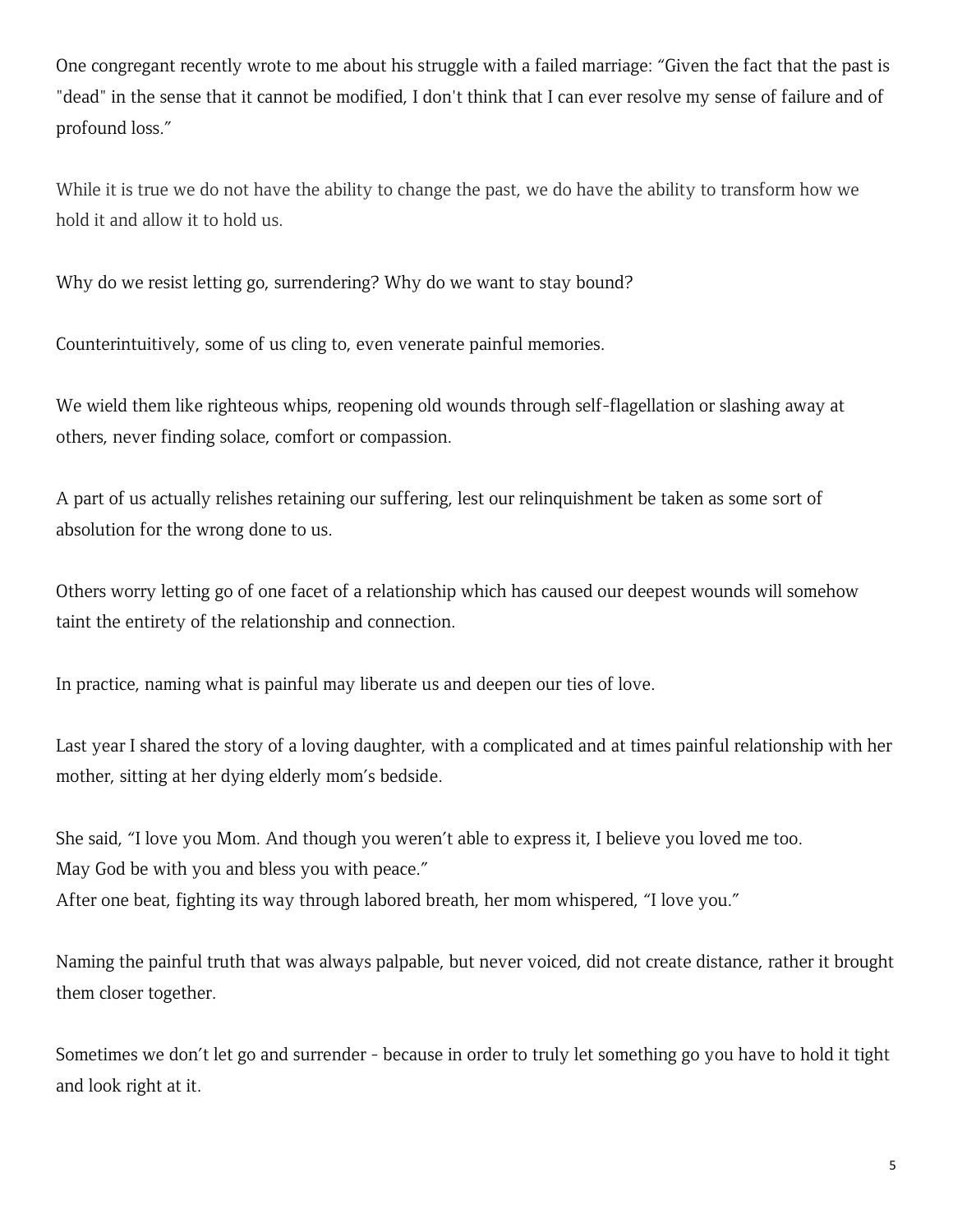One congregant recently wrote to me about his struggle with a failed marriage: "Given the fact that the past is "dead" in the sense that it cannot be modified, I don't think that I can ever resolve my sense of failure and of profound loss."

While it is true we do not have the ability to change the past, we do have the ability to transform how we hold it and allow it to hold us.

Why do we resist letting go, surrendering? Why do we want to stay bound?

Counterintuitively, some of us cling to, even venerate painful memories.

We wield them like righteous whips, reopening old wounds through self-flagellation or slashing away at others, never finding solace, comfort or compassion.

A part of us actually relishes retaining our suffering, lest our relinquishment be taken as some sort of absolution for the wrong done to us.

Others worry letting go of one facet of a relationship which has caused our deepest wounds will somehow taint the entirety of the relationship and connection.

In practice, naming what is painful may liberate us and deepen our ties of love.

Last year I shared the story of a loving daughter, with a complicated and at times painful relationship with her mother, sitting at her dying elderly mom's bedside.

She said, "I love you Mom. And though you weren't able to express it, I believe you loved me too.
May God be with you and bless you with peace."
After one beat, fighting its way through labored breath, her mom whispered, "I love you."

Naming the painful truth that was always palpable, but never voiced, did not create distance, rather it brought them closer together.

Sometimes we don't let go and surrender - because in order to truly let something go you have to hold it tight and look right at it.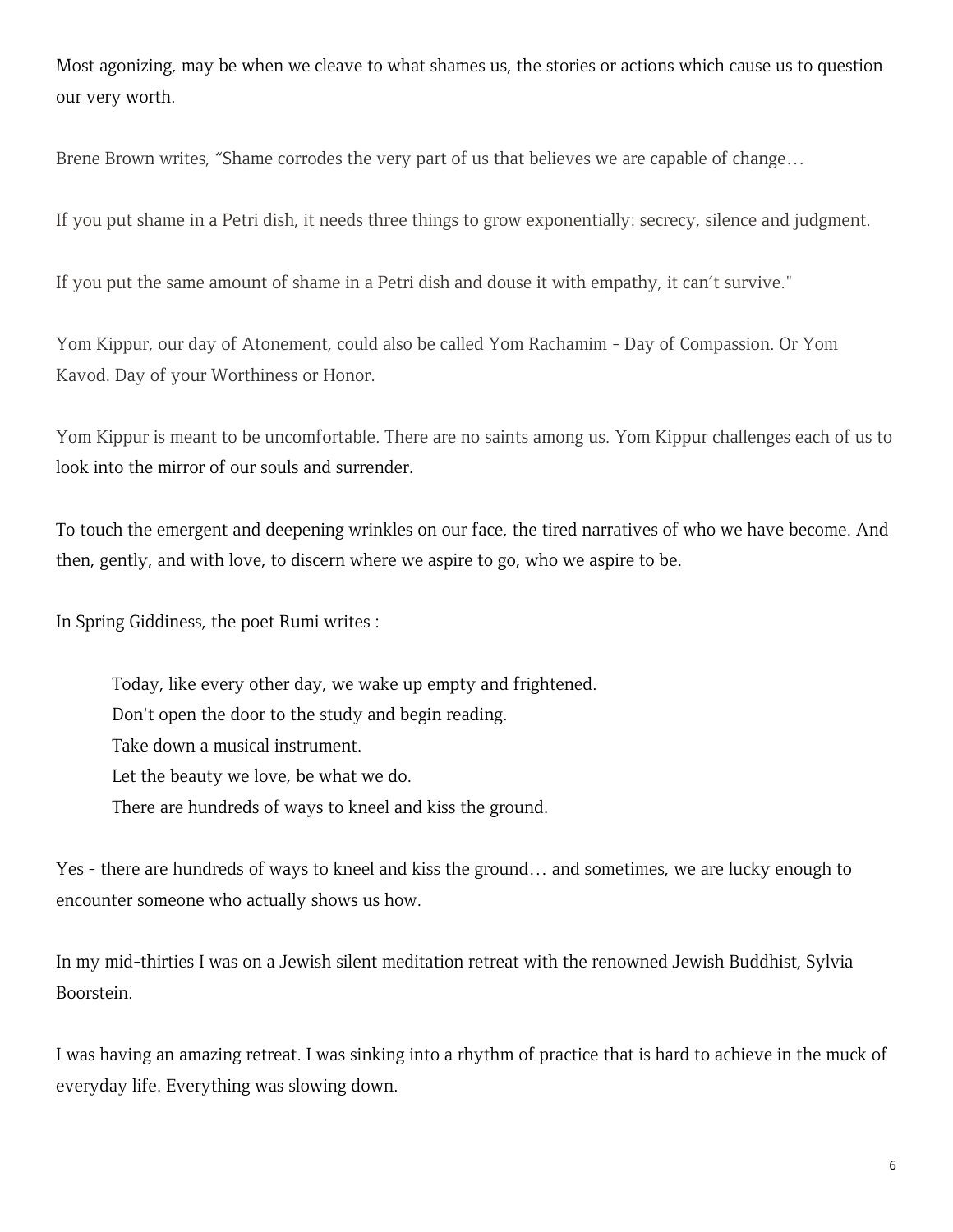Most agonizing, may be when we cleave to what shames us, the stories or actions which cause us to question our very worth.

Brene Brown writes, "Shame corrodes the very part of us that believes we are capable of change…

If you put shame in a Petri dish, it needs three things to grow exponentially: secrecy, silence and judgment.

If you put the same amount of shame in a Petri dish and douse it with empathy, it can't survive."

Yom Kippur, our day of Atonement, could also be called Yom Rachamim - Day of Compassion. Or Yom Kavod. Day of your Worthiness or Honor.

Yom Kippur is meant to be uncomfortable. There are no saints among us. Yom Kippur challenges each of us to look into the mirror of our souls and surrender.

To touch the emergent and deepening wrinkles on our face, the tired narratives of who we have become. And then, gently, and with love, to discern where we aspire to go, who we aspire to be.

In Spring Giddiness, the poet Rumi writes :

> Today, like every other day, we wake up empty and frightened.
> Don't open the door to the study and begin reading.
> Take down a musical instrument.
> Let the beauty we love, be what we do.
> There are hundreds of ways to kneel and kiss the ground.

Yes - there are hundreds of ways to kneel and kiss the ground… and sometimes, we are lucky enough to encounter someone who actually shows us how.

In my mid-thirties I was on a Jewish silent meditation retreat with the renowned Jewish Buddhist, Sylvia Boorstein.

I was having an amazing retreat. I was sinking into a rhythm of practice that is hard to achieve in the muck of everyday life. Everything was slowing down.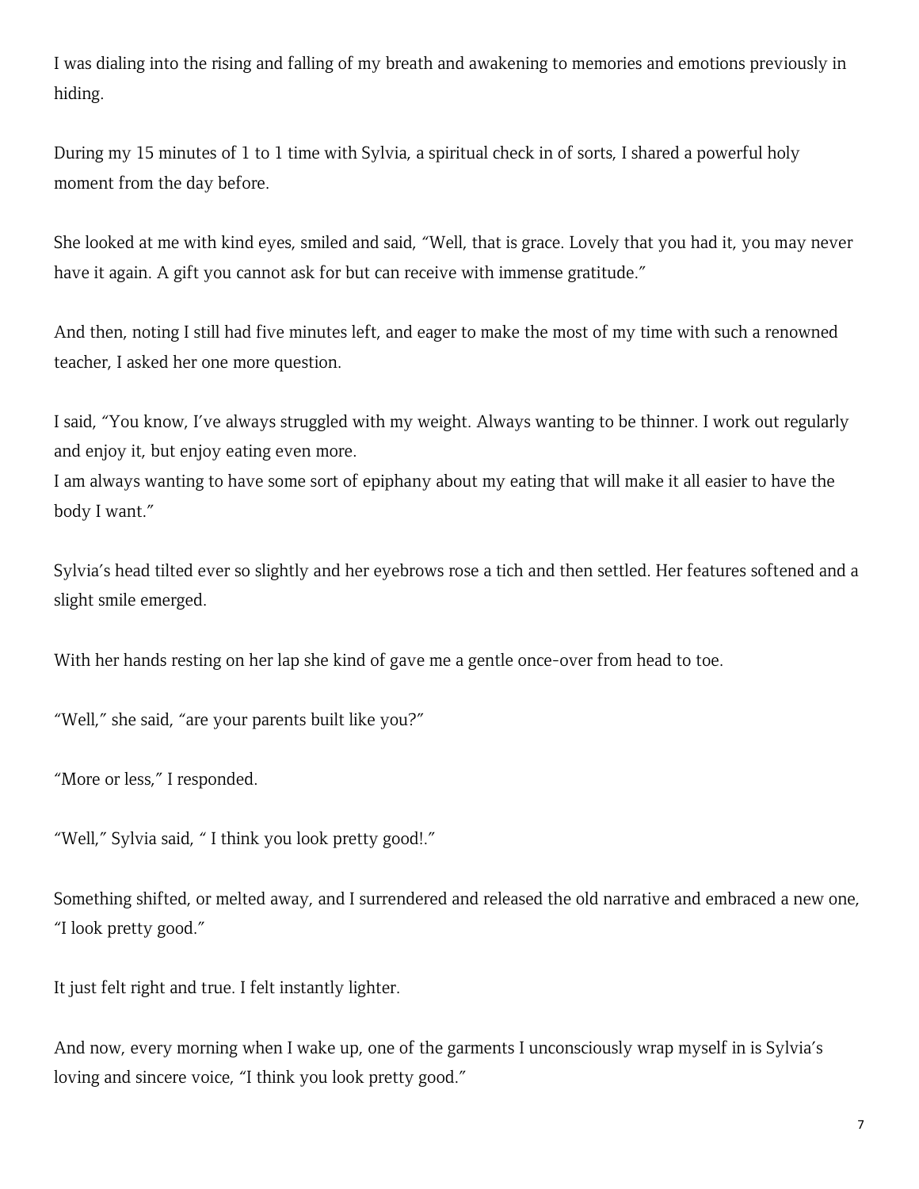I was dialing into the rising and falling of my breath and awakening to memories and emotions previously in hiding.

During my 15 minutes of 1 to 1 time with Sylvia, a spiritual check in of sorts, I shared a powerful holy moment from the day before.

She looked at me with kind eyes, smiled and said, "Well, that is grace. Lovely that you had it, you may never have it again. A gift you cannot ask for but can receive with immense gratitude."

And then, noting I still had five minutes left, and eager to make the most of my time with such a renowned teacher, I asked her one more question.

I said, "You know, I've always struggled with my weight. Always wanting to be thinner. I work out regularly and enjoy it, but enjoy eating even more.
I am always wanting to have some sort of epiphany about my eating that will make it all easier to have the body I want."

Sylvia's head tilted ever so slightly and her eyebrows rose a tich and then settled. Her features softened and a slight smile emerged.

With her hands resting on her lap she kind of gave me a gentle once-over from head to toe.

"Well," she said, "are your parents built like you?"

"More or less," I responded.

"Well," Sylvia said, " I think you look pretty good!."

Something shifted, or melted away, and I surrendered and released the old narrative and embraced a new one, "I look pretty good."

It just felt right and true. I felt instantly lighter.

And now, every morning when I wake up, one of the garments I unconsciously wrap myself in is Sylvia's loving and sincere voice, "I think you look pretty good."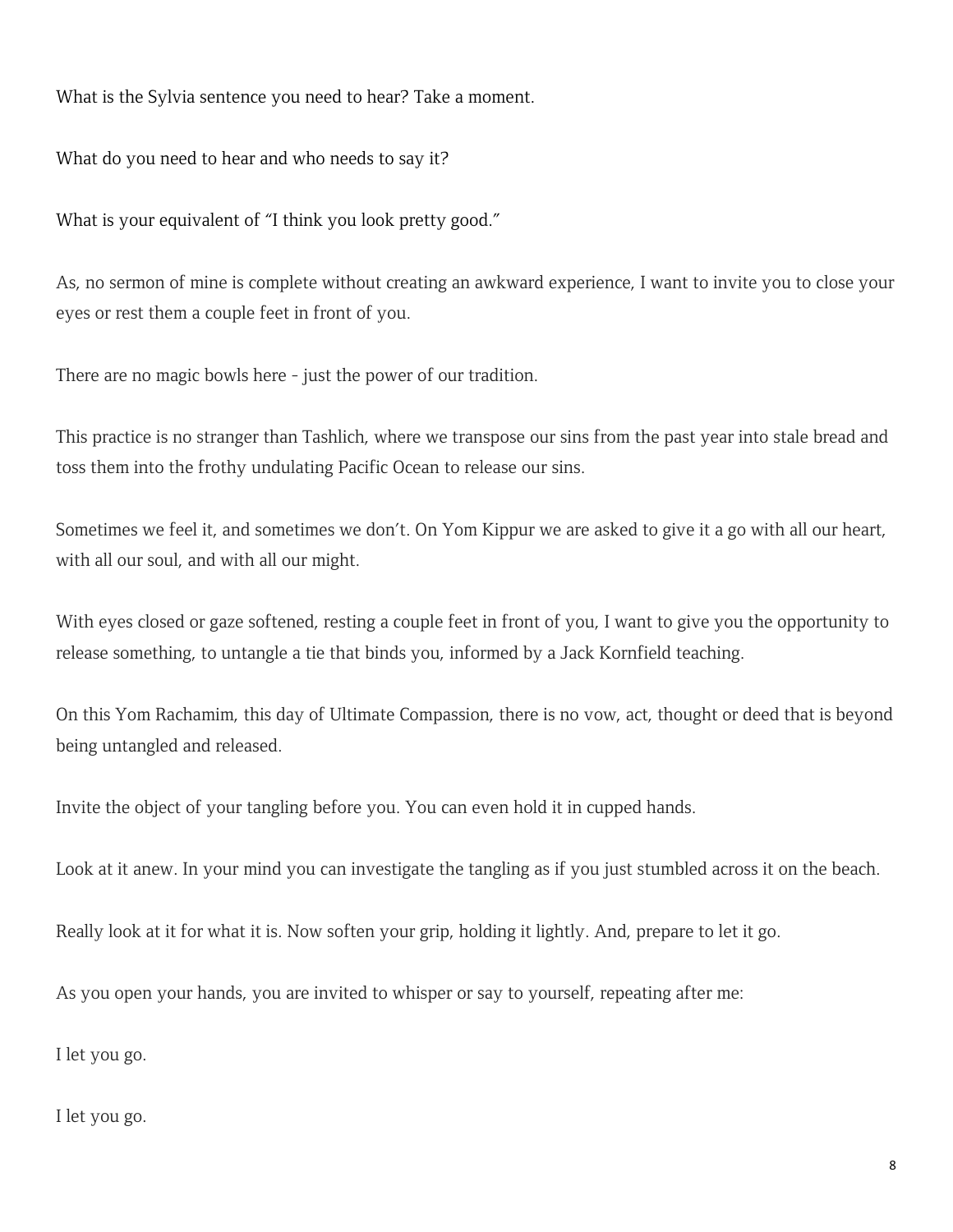What is the Sylvia sentence you need to hear? Take a moment.

What do you need to hear and who needs to say it?

What is your equivalent of "I think you look pretty good."

As, no sermon of mine is complete without creating an awkward experience, I want to invite you to close your eyes or rest them a couple feet in front of you.

There are no magic bowls here - just the power of our tradition.

This practice is no stranger than Tashlich, where we transpose our sins from the past year into stale bread and toss them into the frothy undulating Pacific Ocean to release our sins.

Sometimes we feel it, and sometimes we don't. On Yom Kippur we are asked to give it a go with all our heart, with all our soul, and with all our might.

With eyes closed or gaze softened, resting a couple feet in front of you, I want to give you the opportunity to release something, to untangle a tie that binds you, informed by a Jack Kornfield teaching.

On this Yom Rachamim, this day of Ultimate Compassion, there is no vow, act, thought or deed that is beyond being untangled and released.

Invite the object of your tangling before you. You can even hold it in cupped hands.

Look at it anew. In your mind you can investigate the tangling as if you just stumbled across it on the beach.

Really look at it for what it is. Now soften your grip, holding it lightly. And, prepare to let it go.

As you open your hands, you are invited to whisper or say to yourself, repeating after me:

I let you go.

I let you go.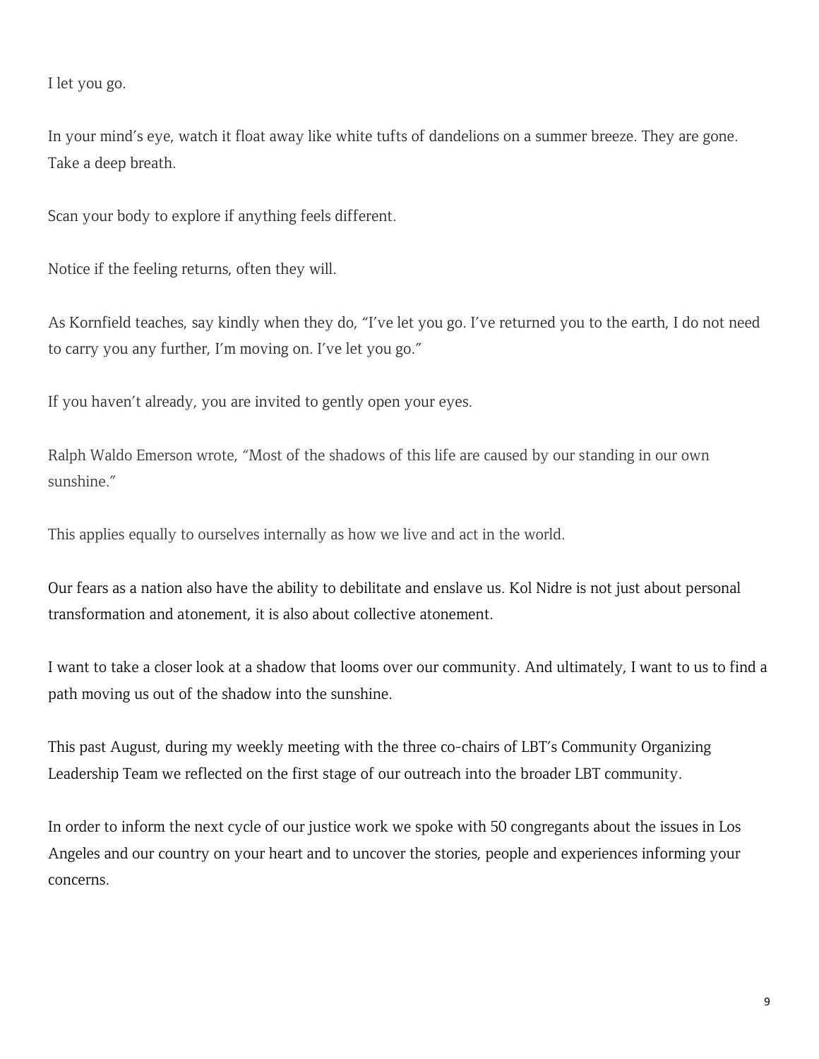I let you go.

In your mind's eye, watch it float away like white tufts of dandelions on a summer breeze. They are gone. Take a deep breath.

Scan your body to explore if anything feels different.

Notice if the feeling returns, often they will.

As Kornfield teaches, say kindly when they do, "I've let you go. I've returned you to the earth, I do not need to carry you any further, I'm moving on. I've let you go."

If you haven't already, you are invited to gently open your eyes.

Ralph Waldo Emerson wrote, "Most of the shadows of this life are caused by our standing in our own sunshine."

This applies equally to ourselves internally as how we live and act in the world.

Our fears as a nation also have the ability to debilitate and enslave us. Kol Nidre is not just about personal transformation and atonement, it is also about collective atonement.

I want to take a closer look at a shadow that looms over our community. And ultimately, I want to us to find a path moving us out of the shadow into the sunshine.

This past August, during my weekly meeting with the three co-chairs of LBT's Community Organizing Leadership Team we reflected on the first stage of our outreach into the broader LBT community.

In order to inform the next cycle of our justice work we spoke with 50 congregants about the issues in Los Angeles and our country on your heart and to uncover the stories, people and experiences informing your concerns.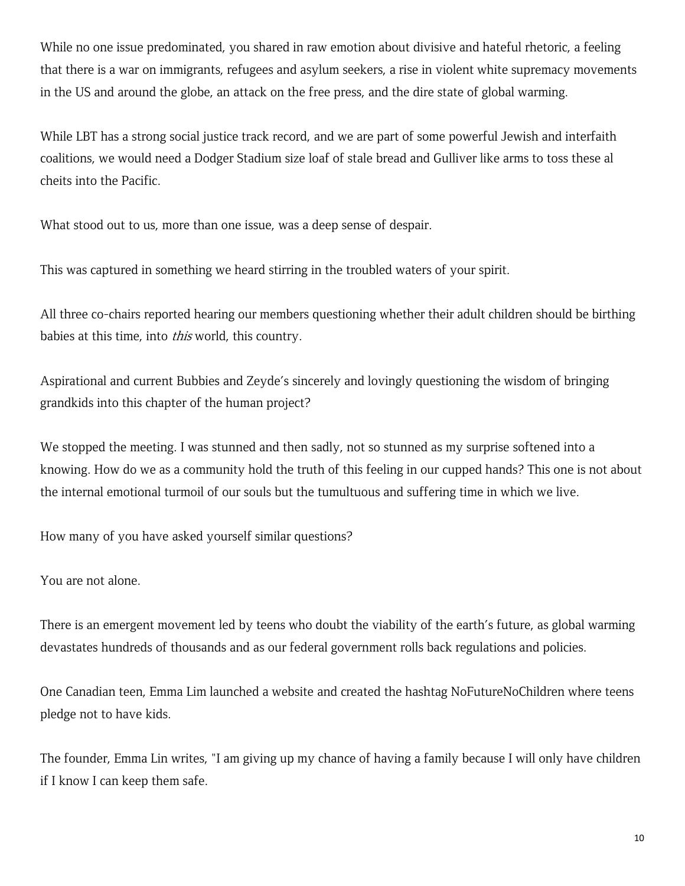While no one issue predominated, you shared in raw emotion about divisive and hateful rhetoric, a feeling that there is a war on immigrants, refugees and asylum seekers, a rise in violent white supremacy movements in the US and around the globe, an attack on the free press, and the dire state of global warming.

While LBT has a strong social justice track record, and we are part of some powerful Jewish and interfaith coalitions, we would need a Dodger Stadium size loaf of stale bread and Gulliver like arms to toss these al cheits into the Pacific.

What stood out to us, more than one issue, was a deep sense of despair.

This was captured in something we heard stirring in the troubled waters of your spirit.

All three co-chairs reported hearing our members questioning whether their adult children should be birthing babies at this time, into *this* world, this country.

Aspirational and current Bubbies and Zeyde's sincerely and lovingly questioning the wisdom of bringing grandkids into this chapter of the human project?

We stopped the meeting. I was stunned and then sadly, not so stunned as my surprise softened into a knowing. How do we as a community hold the truth of this feeling in our cupped hands? This one is not about the internal emotional turmoil of our souls but the tumultuous and suffering time in which we live.

How many of you have asked yourself similar questions?

You are not alone.

There is an emergent movement led by teens who doubt the viability of the earth's future, as global warming devastates hundreds of thousands and as our federal government rolls back regulations and policies.

One Canadian teen, Emma Lim launched a website and created the hashtag NoFutureNoChildren where teens pledge not to have kids.

The founder, Emma Lin writes, "I am giving up my chance of having a family because I will only have children if I know I can keep them safe.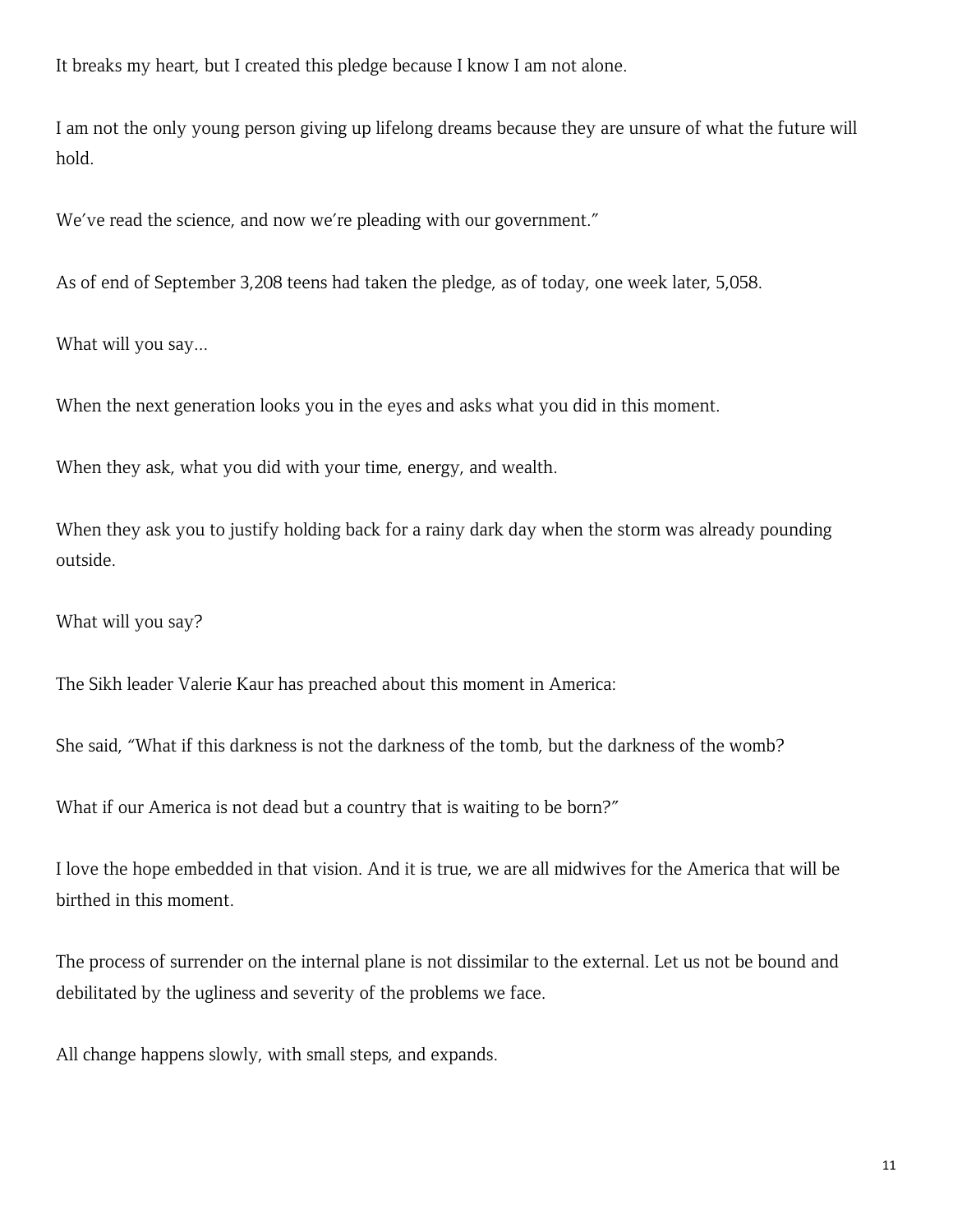It breaks my heart, but I created this pledge because I know I am not alone.

I am not the only young person giving up lifelong dreams because they are unsure of what the future will hold.

We've read the science, and now we're pleading with our government."

As of end of September 3,208 teens had taken the pledge, as of today, one week later, 5,058.

What will you say…

When the next generation looks you in the eyes and asks what you did in this moment.

When they ask, what you did with your time, energy, and wealth.

When they ask you to justify holding back for a rainy dark day when the storm was already pounding outside.

What will you say?

The Sikh leader Valerie Kaur has preached about this moment in America:

She said, "What if this darkness is not the darkness of the tomb, but the darkness of the womb?

What if our America is not dead but a country that is waiting to be born?"

I love the hope embedded in that vision. And it is true, we are all midwives for the America that will be birthed in this moment.

The process of surrender on the internal plane is not dissimilar to the external. Let us not be bound and debilitated by the ugliness and severity of the problems we face.

All change happens slowly, with small steps, and expands.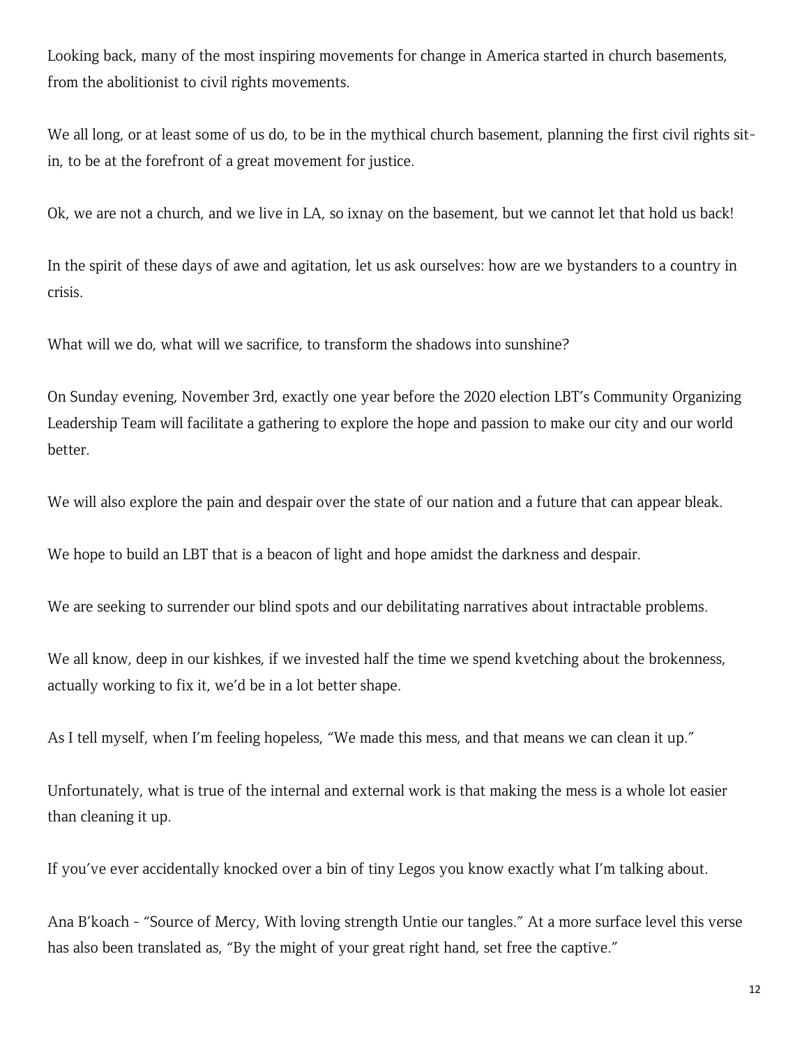Looking back, many of the most inspiring movements for change in America started in church basements, from the abolitionist to civil rights movements.

We all long, or at least some of us do, to be in the mythical church basement, planning the first civil rights sit-in, to be at the forefront of a great movement for justice.

Ok, we are not a church, and we live in LA, so ixnay on the basement, but we cannot let that hold us back!

In the spirit of these days of awe and agitation, let us ask ourselves: how are we bystanders to a country in crisis.

What will we do, what will we sacrifice, to transform the shadows into sunshine?

On Sunday evening, November 3rd, exactly one year before the 2020 election LBT's Community Organizing Leadership Team will facilitate a gathering to explore the hope and passion to make our city and our world better.

We will also explore the pain and despair over the state of our nation and a future that can appear bleak.

We hope to build an LBT that is a beacon of light and hope amidst the darkness and despair.

We are seeking to surrender our blind spots and our debilitating narratives about intractable problems.

We all know, deep in our kishkes, if we invested half the time we spend kvetching about the brokenness, actually working to fix it, we'd be in a lot better shape.

As I tell myself, when I'm feeling hopeless, "We made this mess, and that means we can clean it up."

Unfortunately, what is true of the internal and external work is that making the mess is a whole lot easier than cleaning it up.

If you've ever accidentally knocked over a bin of tiny Legos you know exactly what I'm talking about.

Ana B'koach - "Source of Mercy, With loving strength Untie our tangles." At a more surface level this verse has also been translated as, "By the might of your great right hand, set free the captive."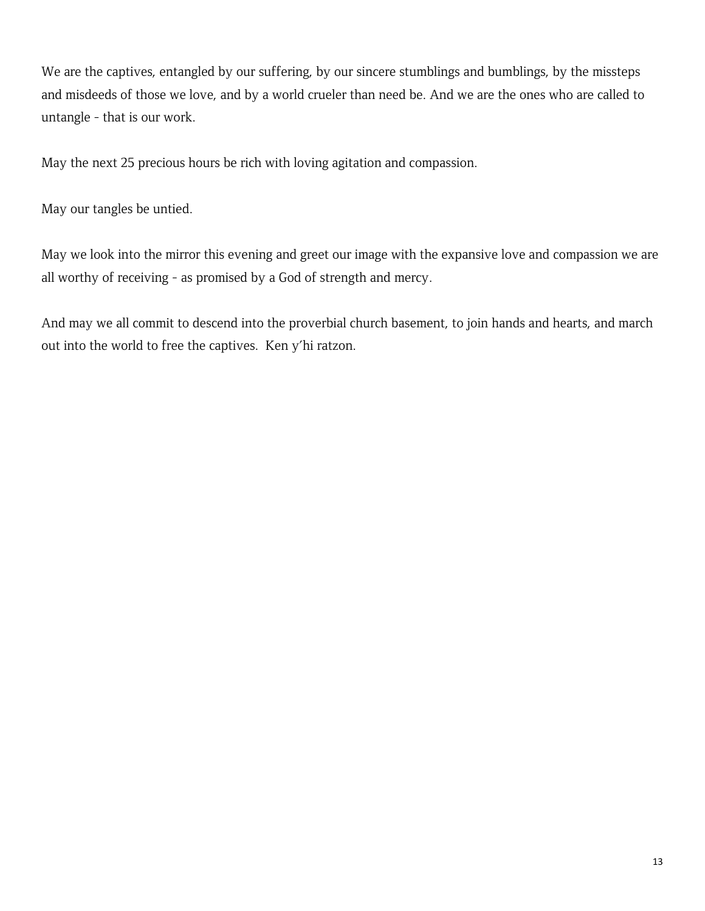We are the captives, entangled by our suffering, by our sincere stumblings and bumblings, by the missteps and misdeeds of those we love, and by a world crueler than need be. And we are the ones who are called to untangle - that is our work.

May the next 25 precious hours be rich with loving agitation and compassion.

May our tangles be untied.

May we look into the mirror this evening and greet our image with the expansive love and compassion we are all worthy of receiving - as promised by a God of strength and mercy.

And may we all commit to descend into the proverbial church basement, to join hands and hearts, and march out into the world to free the captives. Ken y'hi ratzon.